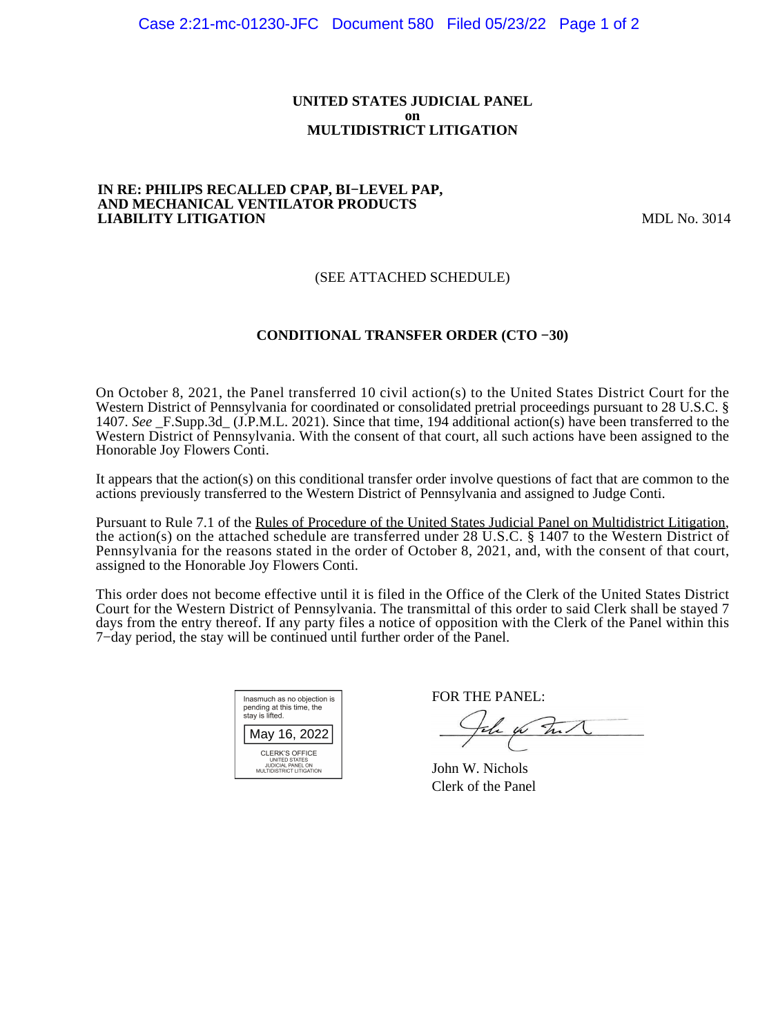**UNITED STATES JUDICIAL PANEL**
**on**
**MULTIDISTRICT LITIGATION**

**IN RE: PHILIPS RECALLED CPAP, BI−LEVEL PAP, AND MECHANICAL VENTILATOR PRODUCTS LIABILITY LITIGATION** MDL No. 3014

(SEE ATTACHED SCHEDULE)

**CONDITIONAL TRANSFER ORDER (CTO −30)**

On October 8, 2021, the Panel transferred 10 civil action(s) to the United States District Court for the Western District of Pennsylvania for coordinated or consolidated pretrial proceedings pursuant to 28 U.S.C. § 1407. *See* _F.Supp.3d_ (J.P.M.L. 2021). Since that time, 194 additional action(s) have been transferred to the Western District of Pennsylvania. With the consent of that court, all such actions have been assigned to the Honorable Joy Flowers Conti.

It appears that the action(s) on this conditional transfer order involve questions of fact that are common to the actions previously transferred to the Western District of Pennsylvania and assigned to Judge Conti.

Pursuant to Rule 7.1 of the Rules of Procedure of the United States Judicial Panel on Multidistrict Litigation, the action(s) on the attached schedule are transferred under 28 U.S.C. § 1407 to the Western District of Pennsylvania for the reasons stated in the order of October 8, 2021, and, with the consent of that court, assigned to the Honorable Joy Flowers Conti.

This order does not become effective until it is filed in the Office of the Clerk of the United States District Court for the Western District of Pennsylvania. The transmittal of this order to said Clerk shall be stayed 7 days from the entry thereof. If any party files a notice of opposition with the Clerk of the Panel within this 7−day period, the stay will be continued until further order of the Panel.

Inasmuch as no objection is pending at this time, the stay is lifted.

May 16, 2022

CLERK'S OFFICE
UNITED STATES
JUDICIAL PANEL ON
MULTIDISTRICT LITIGATION

FOR THE PANEL:

John W. Nichols
Clerk of the Panel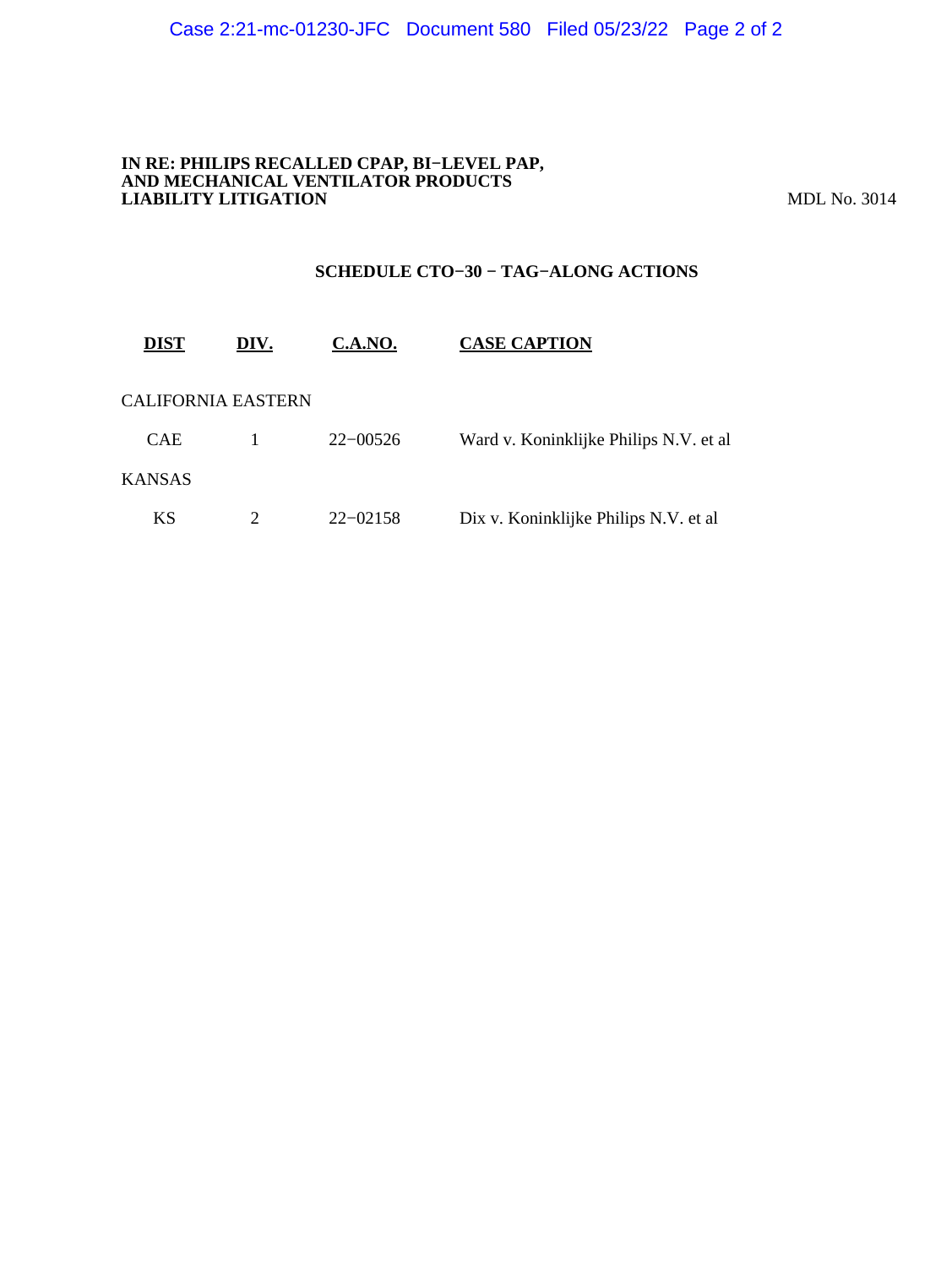**IN RE: PHILIPS RECALLED CPAP, BI−LEVEL PAP, AND MECHANICAL VENTILATOR PRODUCTS LIABILITY LITIGATION** MDL No. 3014

## SCHEDULE CTO−30 − TAG−ALONG ACTIONS

| DIST | DIV. | C.A.NO. | CASE CAPTION |
|---|---|---|---|
| CALIFORNIA EASTERN | | | |
| CAE | 1 | 22−00526 | Ward v. Koninklijke Philips N.V. et al |
| KANSAS | | | |
| KS | 2 | 22−02158 | Dix v. Koninklijke Philips N.V. et al |